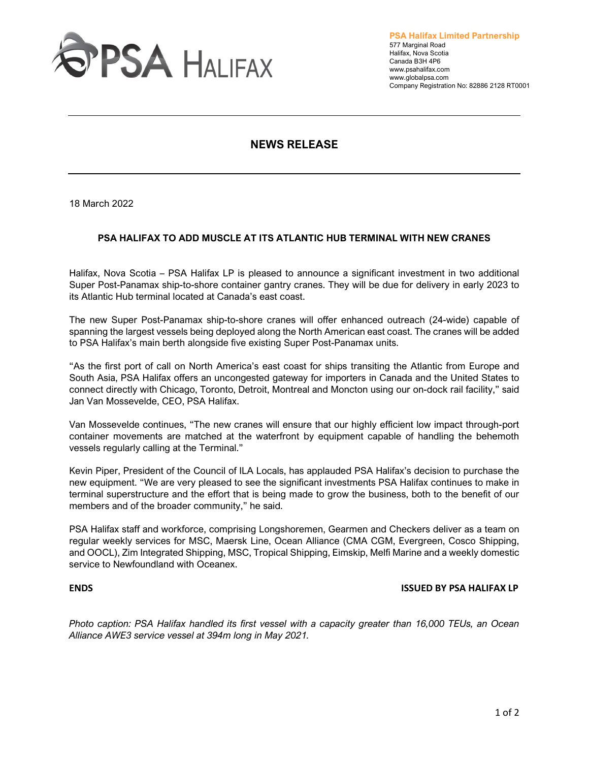PSA HALIFAX

**PSA Halifax Limited Partnership**
577 Marginal Road
Halifax, Nova Scotia
Canada B3H 4P6
www.psahalifax.com
www.globalpsa.com
Company Registration No: 82886 2128 RT0001

# NEWS RELEASE

18 March 2022

## PSA HALIFAX TO ADD MUSCLE AT ITS ATLANTIC HUB TERMINAL WITH NEW CRANES

Halifax, Nova Scotia – PSA Halifax LP is pleased to announce a significant investment in two additional Super Post-Panamax ship-to-shore container gantry cranes. They will be due for delivery in early 2023 to its Atlantic Hub terminal located at Canada's east coast.

The new Super Post-Panamax ship-to-shore cranes will offer enhanced outreach (24-wide) capable of spanning the largest vessels being deployed along the North American east coast. The cranes will be added to PSA Halifax's main berth alongside five existing Super Post-Panamax units.

"As the first port of call on North America's east coast for ships transiting the Atlantic from Europe and South Asia, PSA Halifax offers an uncongested gateway for importers in Canada and the United States to connect directly with Chicago, Toronto, Detroit, Montreal and Moncton using our on-dock rail facility," said Jan Van Mossevelde, CEO, PSA Halifax.

Van Mossevelde continues, "The new cranes will ensure that our highly efficient low impact through-port container movements are matched at the waterfront by equipment capable of handling the behemoth vessels regularly calling at the Terminal."

Kevin Piper, President of the Council of ILA Locals, has applauded PSA Halifax's decision to purchase the new equipment. "We are very pleased to see the significant investments PSA Halifax continues to make in terminal superstructure and the effort that is being made to grow the business, both to the benefit of our members and of the broader community," he said.

PSA Halifax staff and workforce, comprising Longshoremen, Gearmen and Checkers deliver as a team on regular weekly services for MSC, Maersk Line, Ocean Alliance (CMA CGM, Evergreen, Cosco Shipping, and OOCL), Zim Integrated Shipping, MSC, Tropical Shipping, Eimskip, Melfi Marine and a weekly domestic service to Newfoundland with Oceanex.

**ENDS** **ISSUED BY PSA HALIFAX LP**

*Photo caption: PSA Halifax handled its first vessel with a capacity greater than 16,000 TEUs, an Ocean Alliance AWE3 service vessel at 394m long in May 2021.*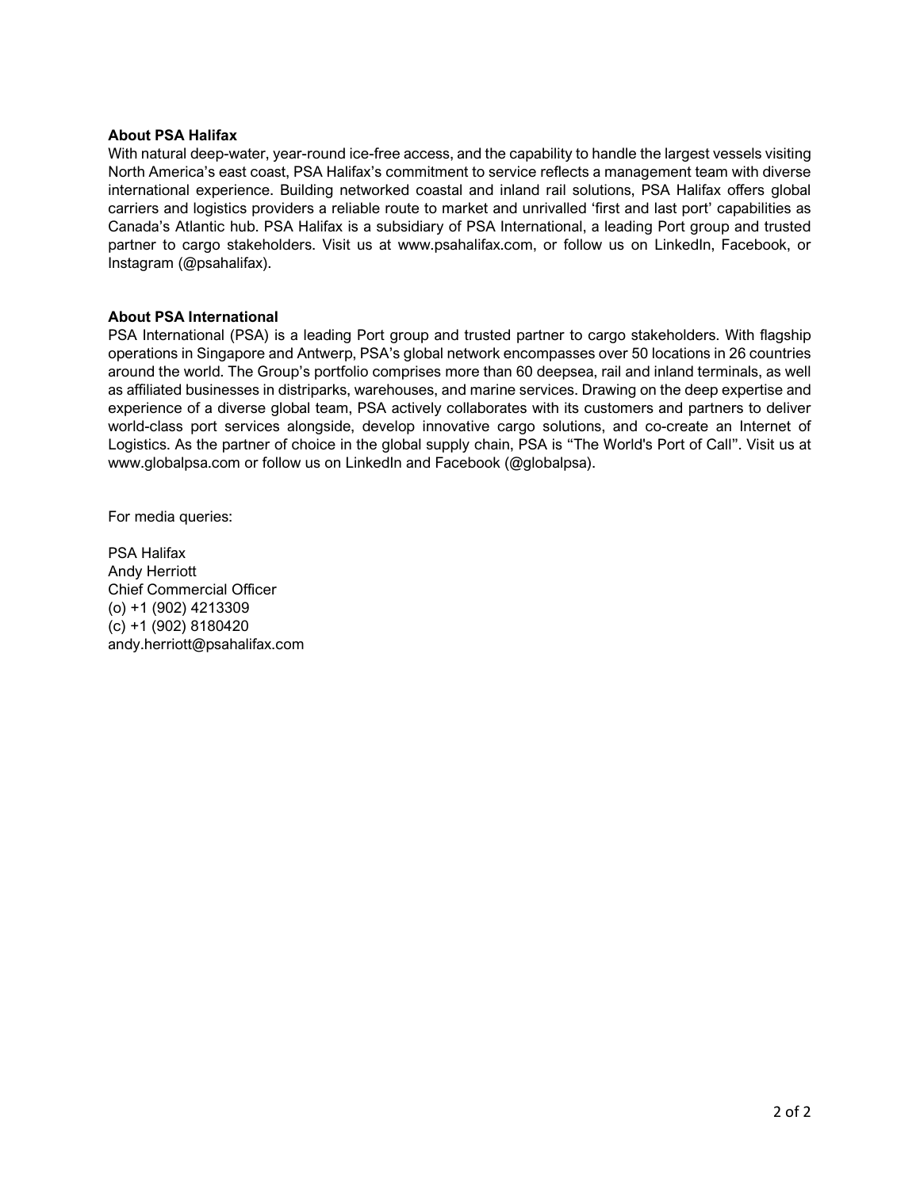**About PSA Halifax**

With natural deep-water, year-round ice-free access, and the capability to handle the largest vessels visiting North America's east coast, PSA Halifax's commitment to service reflects a management team with diverse international experience. Building networked coastal and inland rail solutions, PSA Halifax offers global carriers and logistics providers a reliable route to market and unrivalled 'first and last port' capabilities as Canada's Atlantic hub. PSA Halifax is a subsidiary of PSA International, a leading Port group and trusted partner to cargo stakeholders. Visit us at www.psahalifax.com, or follow us on LinkedIn, Facebook, or Instagram (@psahalifax).

**About PSA International**

PSA International (PSA) is a leading Port group and trusted partner to cargo stakeholders. With flagship operations in Singapore and Antwerp, PSA's global network encompasses over 50 locations in 26 countries around the world. The Group's portfolio comprises more than 60 deepsea, rail and inland terminals, as well as affiliated businesses in distriparks, warehouses, and marine services. Drawing on the deep expertise and experience of a diverse global team, PSA actively collaborates with its customers and partners to deliver world-class port services alongside, develop innovative cargo solutions, and co-create an Internet of Logistics. As the partner of choice in the global supply chain, PSA is "The World's Port of Call". Visit us at www.globalpsa.com or follow us on LinkedIn and Facebook (@globalpsa).

For media queries:

PSA Halifax
Andy Herriott
Chief Commercial Officer
(o) +1 (902) 4213309
(c) +1 (902) 8180420
andy.herriott@psahalifax.com